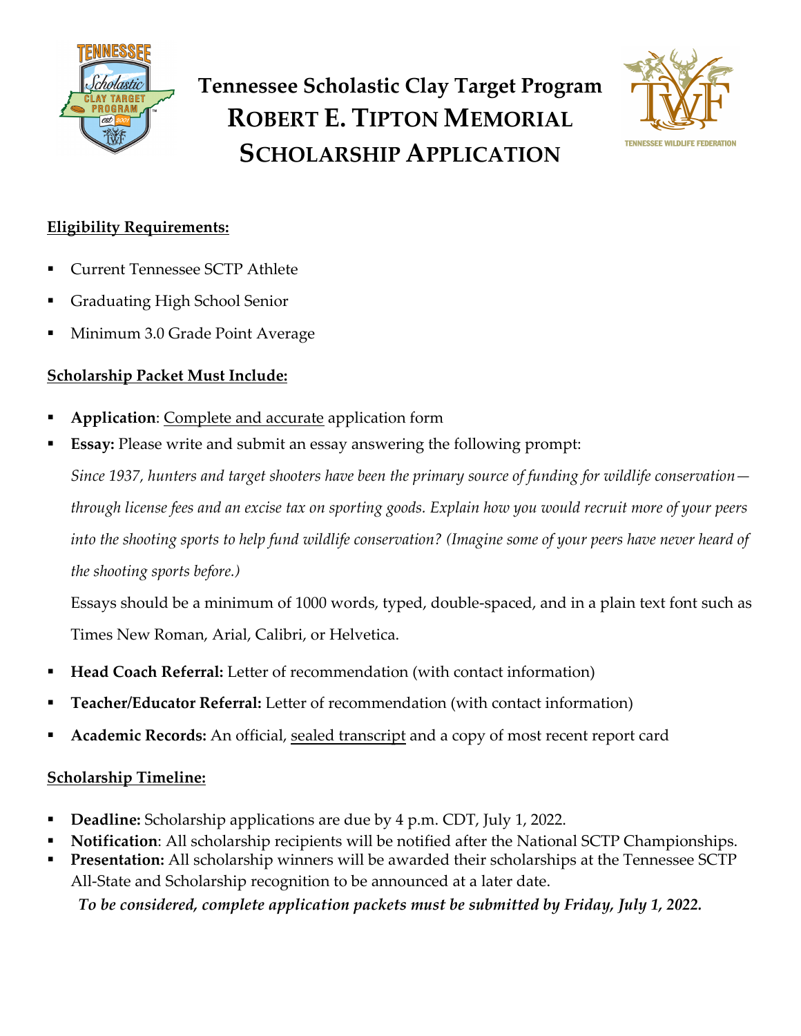# Tennessee Scholastic Clay Target Program
# ROBERT E. TIPTON MEMORIAL SCHOLARSHIP APPLICATION

## Eligibility Requirements:

- Current Tennessee SCTP Athlete
- Graduating High School Senior
- Minimum 3.0 Grade Point Average

## Scholarship Packet Must Include:

- **Application**: Complete and accurate application form
- **Essay:** Please write and submit an essay answering the following prompt:

  *Since 1937, hunters and target shooters have been the primary source of funding for wildlife conservation—through license fees and an excise tax on sporting goods. Explain how you would recruit more of your peers into the shooting sports to help fund wildlife conservation? (Imagine some of your peers have never heard of the shooting sports before.)*

  Essays should be a minimum of 1000 words, typed, double-spaced, and in a plain text font such as Times New Roman, Arial, Calibri, or Helvetica.

- **Head Coach Referral:** Letter of recommendation (with contact information)
- **Teacher/Educator Referral:** Letter of recommendation (with contact information)
- **Academic Records:** An official, sealed transcript and a copy of most recent report card

## Scholarship Timeline:

- **Deadline:** Scholarship applications are due by 4 p.m. CDT, July 1, 2022.
- **Notification**: All scholarship recipients will be notified after the National SCTP Championships.
- **Presentation:** All scholarship winners will be awarded their scholarships at the Tennessee SCTP All-State and Scholarship recognition to be announced at a later date.

***To be considered, complete application packets must be submitted by Friday, July 1, 2022.***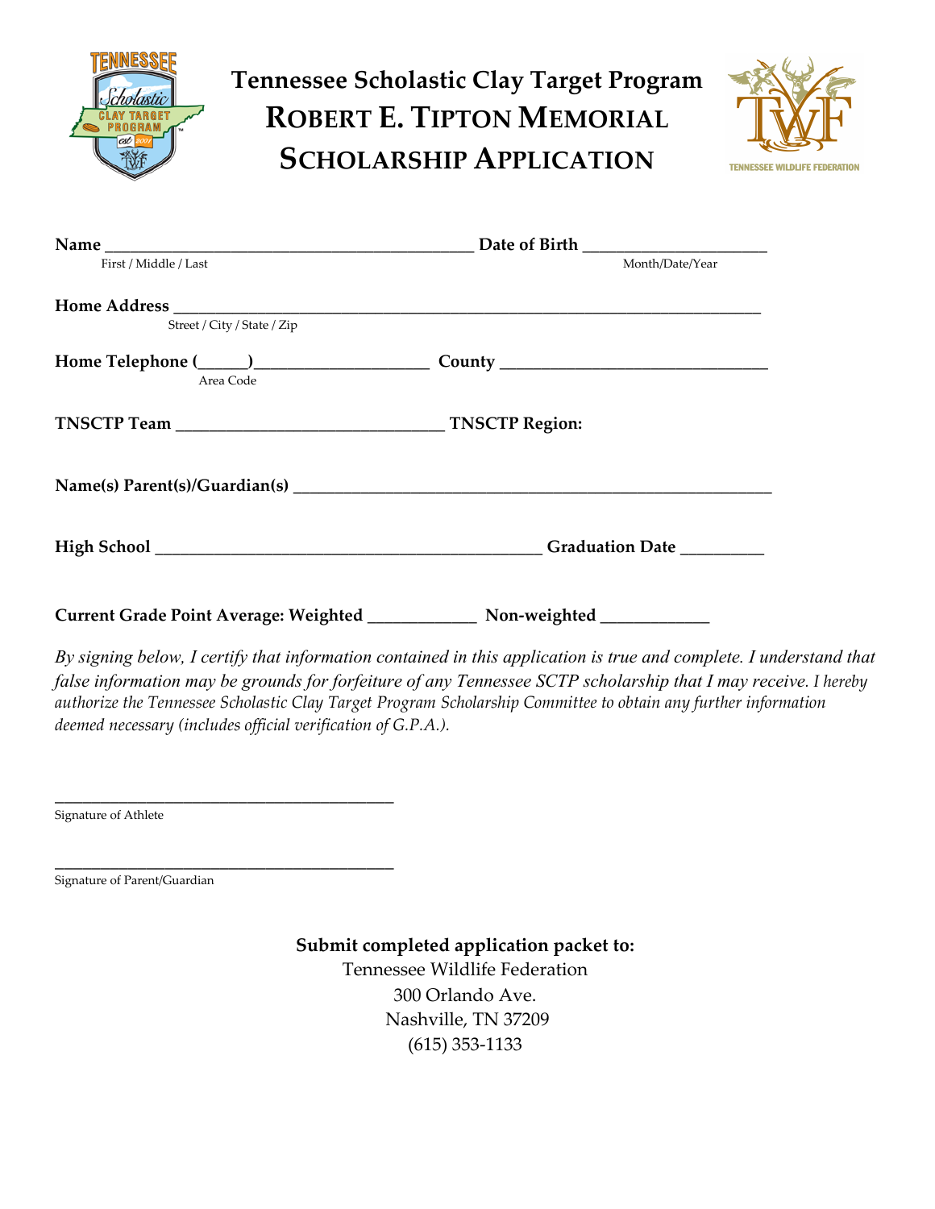# Tennessee Scholastic Clay Target Program
# ROBERT E. TIPTON MEMORIAL SCHOLARSHIP APPLICATION

**Name** ___________________________________________ **Date of Birth** _____________________
First / Middle / Last                                                                                    Month/Date/Year

**Home Address** ____________________________________________________________________
Street / City / State / Zip

**Home Telephone (_____)**___________________ **County** ______________________________
Area Code

**TNSCTP Team** ______________________________ **TNSCTP Region:**

**Name(s) Parent(s)/Guardian(s)** ________________________________________________________

**High School** ____________________________________________ **Graduation Date** _________

**Current Grade Point Average: Weighted** ____________ **Non-weighted** ____________

*By signing below, I certify that information contained in this application is true and complete. I understand that false information may be grounds for forfeiture of any Tennessee SCTP scholarship that I may receive. I hereby authorize the Tennessee Scholastic Clay Target Program Scholarship Committee to obtain any further information deemed necessary (includes official verification of G.P.A.).*

_________________________________________
Signature of Athlete

_________________________________________
Signature of Parent/Guardian

**Submit completed application packet to:**
Tennessee Wildlife Federation
300 Orlando Ave.
Nashville, TN 37209
(615) 353-1133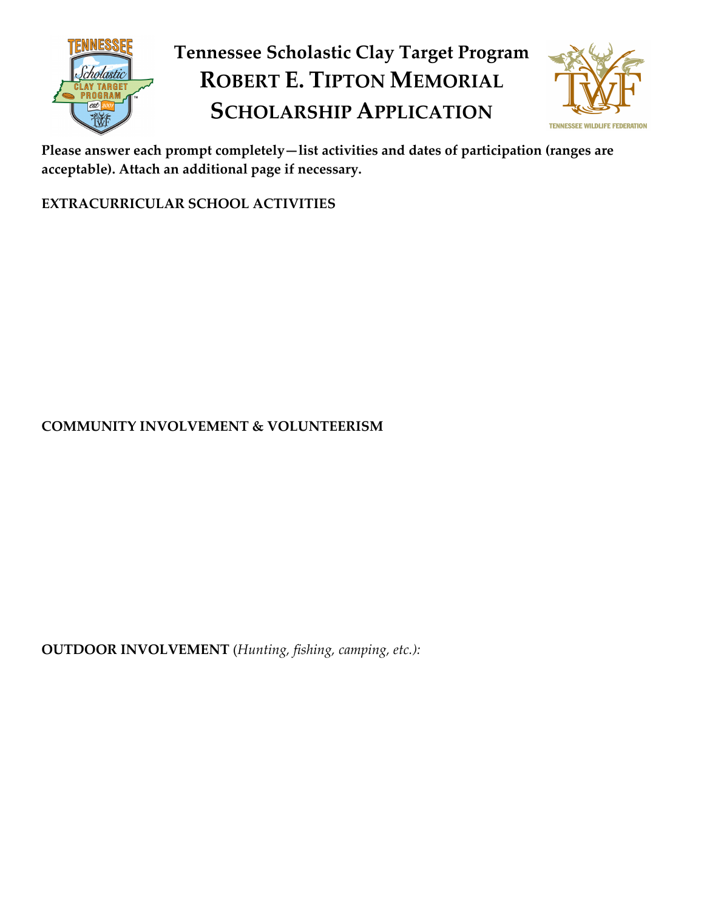# Tennessee Scholastic Clay Target Program

# ROBERT E. TIPTON MEMORIAL SCHOLARSHIP APPLICATION

**Please answer each prompt completely—list activities and dates of participation (ranges are acceptable). Attach an additional page if necessary.**

**EXTRACURRICULAR SCHOOL ACTIVITIES**

**COMMUNITY INVOLVEMENT & VOLUNTEERISM**

**OUTDOOR INVOLVEMENT** (*Hunting, fishing, camping, etc.):*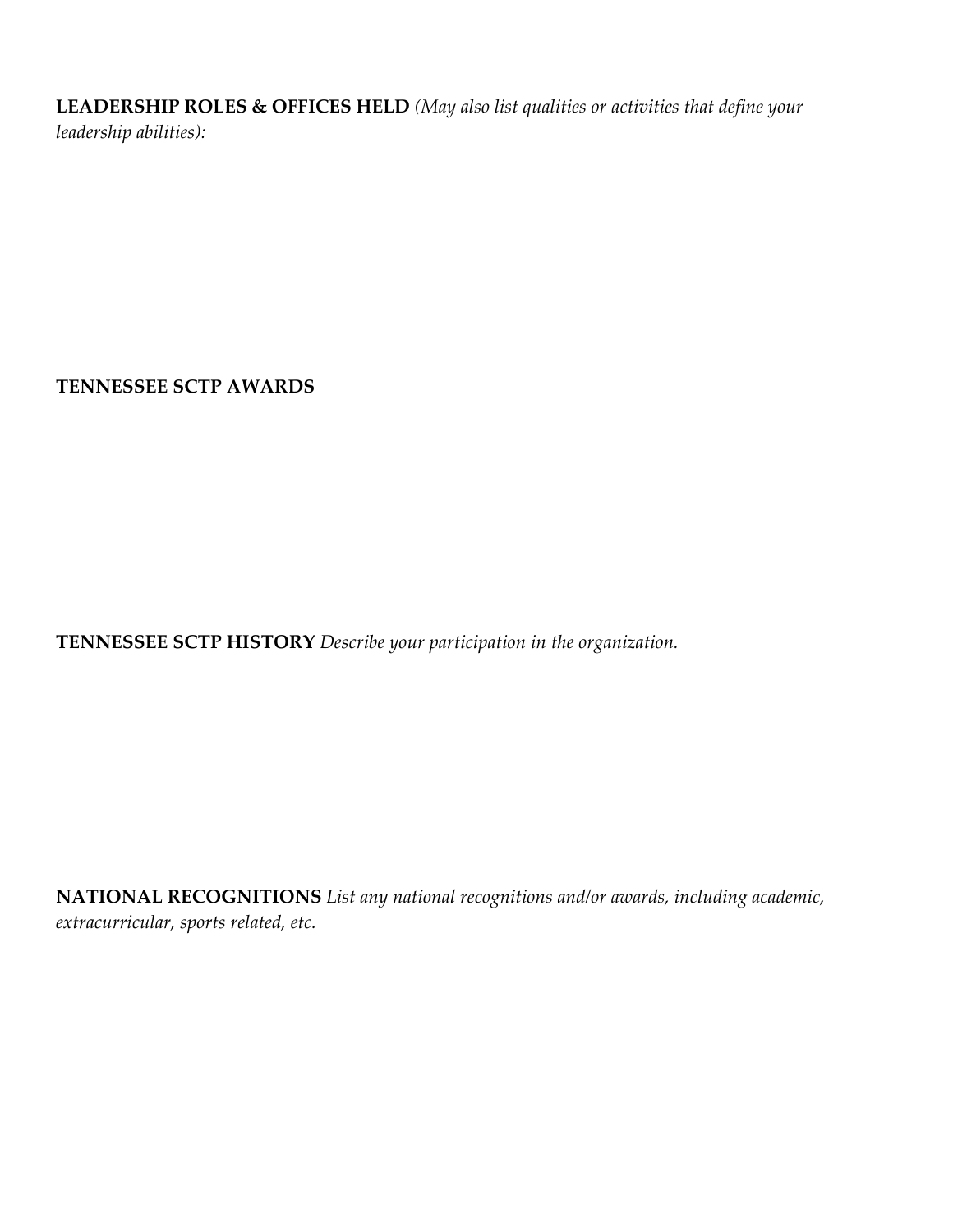**LEADERSHIP ROLES & OFFICES HELD** *(May also list qualities or activities that define your leadership abilities):*

**TENNESSEE SCTP AWARDS**

**TENNESSEE SCTP HISTORY** *Describe your participation in the organization.*

**NATIONAL RECOGNITIONS** *List any national recognitions and/or awards, including academic, extracurricular, sports related, etc.*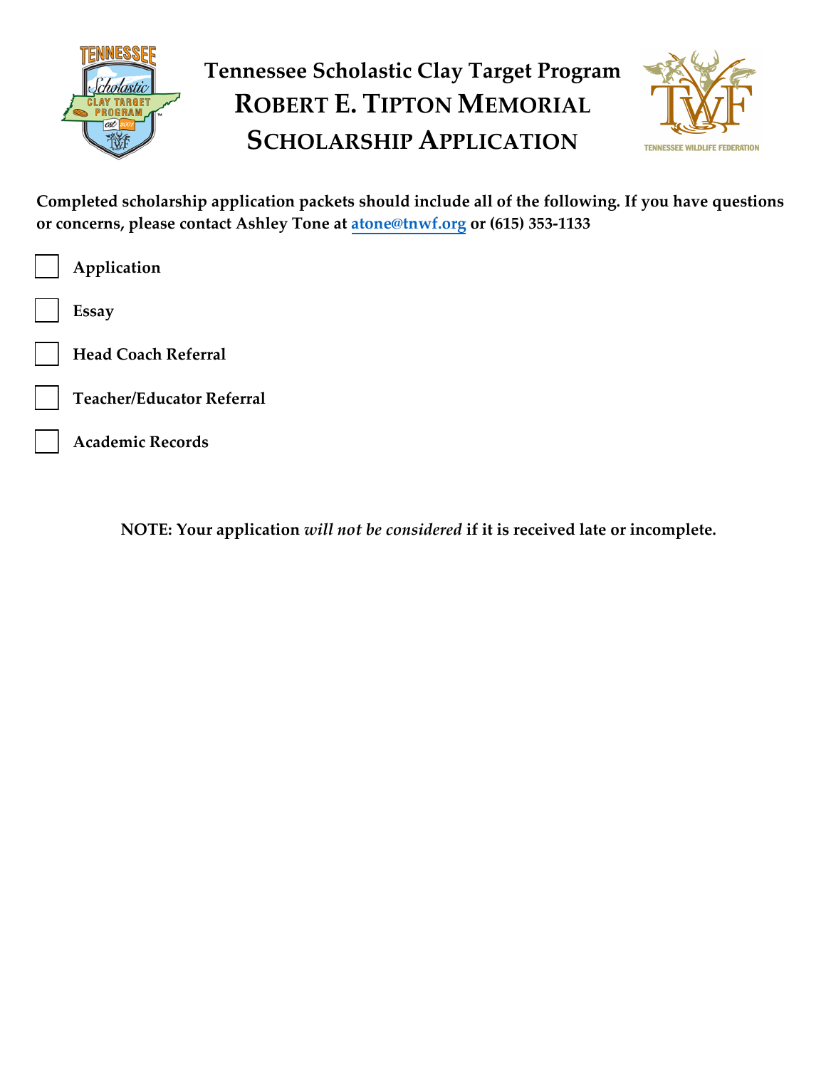# Tennessee Scholastic Clay Target Program
# ROBERT E. TIPTON MEMORIAL SCHOLARSHIP APPLICATION

**Completed scholarship application packets should include all of the following. If you have questions or concerns, please contact Ashley Tone at atone@tnwf.org or (615) 353-1133**

- [ ] **Application**
- [ ] **Essay**
- [ ] **Head Coach Referral**
- [ ] **Teacher/Educator Referral**
- [ ] **Academic Records**

**NOTE: Your application** ***will not be considered*** **if it is received late or incomplete.**